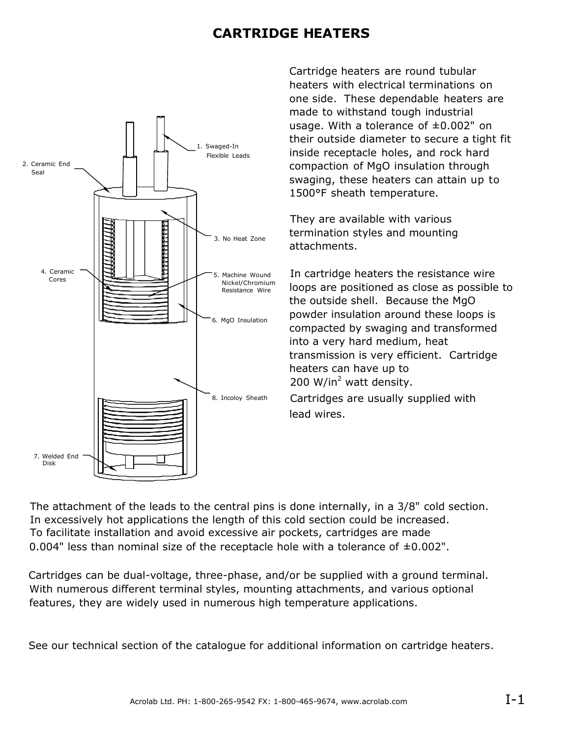# CARTRIDGE HEATERS

1. Swaged-In Flexible Leads
2. Ceramic End Seal
3. No Heat Zone
4. Ceramic Cores
5. Machine Wound Nickel/Chromium Resistance Wire
6. MgO Insulation
7. Welded End Disk
8. Incoloy Sheath

Cartridge heaters are round tubular heaters with electrical terminations on one side. These dependable heaters are made to withstand tough industrial usage. With a tolerance of ±0.002" on their outside diameter to secure a tight fit inside receptacle holes, and rock hard compaction of MgO insulation through swaging, these heaters can attain up to 1500°F sheath temperature.

They are available with various termination styles and mounting attachments.

In cartridge heaters the resistance wire loops are positioned as close as possible to the outside shell. Because the MgO powder insulation around these loops is compacted by swaging and transformed into a very hard medium, heat transmission is very efficient. Cartridge heaters can have up to 200 $W/in^2$ watt density.

Cartridges are usually supplied with lead wires.

The attachment of the leads to the central pins is done internally, in a 3/8" cold section. In excessively hot applications the length of this cold section could be increased. To facilitate installation and avoid excessive air pockets, cartridges are made 0.004" less than nominal size of the receptacle hole with a tolerance of ±0.002".

Cartridges can be dual-voltage, three-phase, and/or be supplied with a ground terminal. With numerous different terminal styles, mounting attachments, and various optional features, they are widely used in numerous high temperature applications.

See our technical section of the catalogue for additional information on cartridge heaters.

Acrolab Ltd. PH: 1-800-265-9542 FX: 1-800-465-9674, www.acrolab.com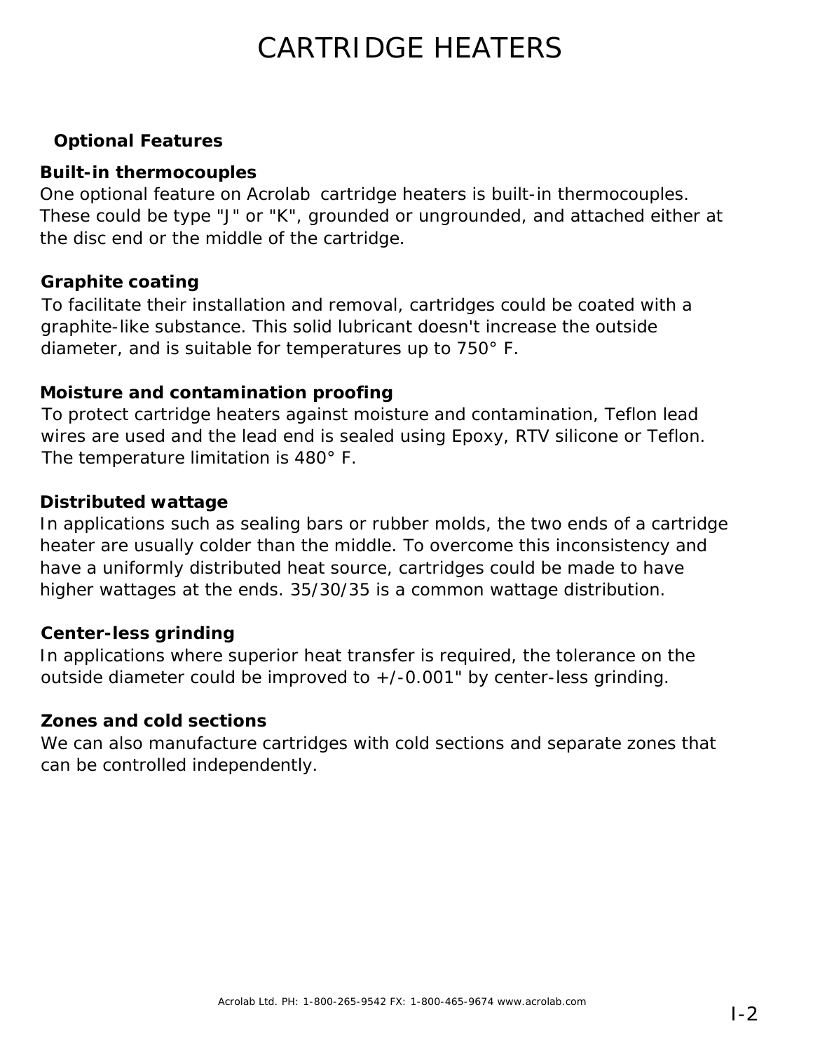# CARTRIDGE HEATERS

## Optional Features

### Built-in thermocouples

One optional feature on Acrolab cartridge heaters is built-in thermocouples. These could be type "J" or "K", grounded or ungrounded, and attached either at the disc end or the middle of the cartridge.

### Graphite coating

To facilitate their installation and removal, cartridges could be coated with a graphite-like substance. This solid lubricant doesn't increase the outside diameter, and is suitable for temperatures up to 750° F.

### Moisture and contamination proofing

To protect cartridge heaters against moisture and contamination, Teflon lead wires are used and the lead end is sealed using Epoxy, RTV silicone or Teflon. The temperature limitation is 480° F.

### Distributed wattage

In applications such as sealing bars or rubber molds, the two ends of a cartridge heater are usually colder than the middle. To overcome this inconsistency and have a uniformly distributed heat source, cartridges could be made to have higher wattages at the ends. 35/30/35 is a common wattage distribution.

### Center-less grinding

In applications where superior heat transfer is required, the tolerance on the outside diameter could be improved to +/-0.001" by center-less grinding.

### Zones and cold sections

We can also manufacture cartridges with cold sections and separate zones that can be controlled independently.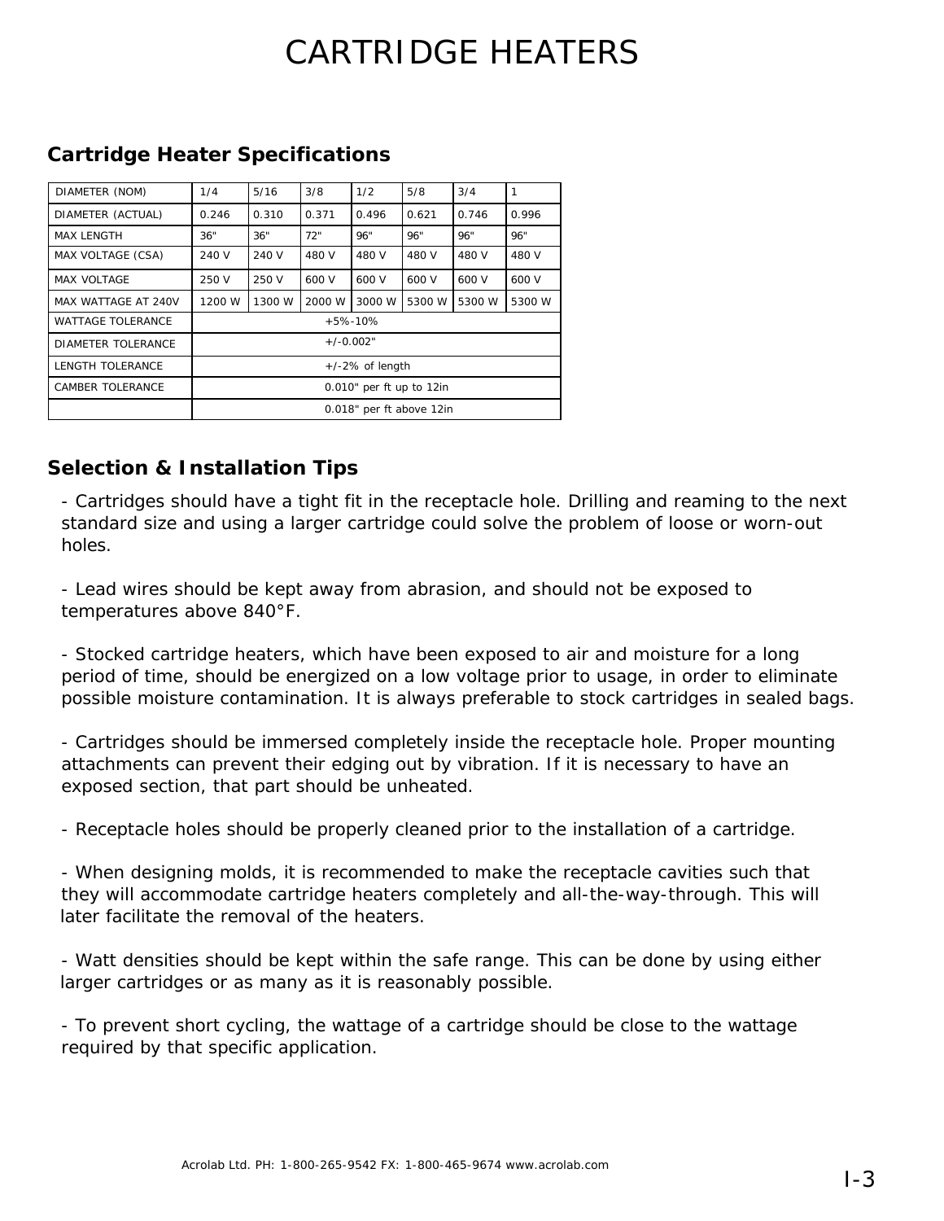# CARTRIDGE HEATERS

## Cartridge Heater Specifications

| DIAMETER (NOM) | 1/4 | 5/16 | 3/8 | 1/2 | 5/8 | 3/4 | 1 |
|---|---|---|---|---|---|---|---|
| DIAMETER (ACTUAL) | 0.246 | 0.310 | 0.371 | 0.496 | 0.621 | 0.746 | 0.996 |
| MAX LENGTH | 36" | 36" | 72" | 96" | 96" | 96" | 96" |
| MAX VOLTAGE (CSA) | 240 V | 240 V | 480 V | 480 V | 480 V | 480 V | 480 V |
| MAX VOLTAGE | 250 V | 250 V | 600 V | 600 V | 600 V | 600 V | 600 V |
| MAX WATTAGE AT 240V | 1200 W | 1300 W | 2000 W | 3000 W | 5300 W | 5300 W | 5300 W |
| WATTAGE TOLERANCE | +5%-10% | | | | | | |
| DIAMETER TOLERANCE | +/-0.002" | | | | | | |
| LENGTH TOLERANCE | +/-2% of length | | | | | | |
| CAMBER TOLERANCE | 0.010" per ft up to 12in | | | | | | |
| | 0.018" per ft above 12in | | | | | | |

## Selection & Installation Tips

- Cartridges should have a tight fit in the receptacle hole. Drilling and reaming to the next standard size and using a larger cartridge could solve the problem of loose or worn-out holes.

- Lead wires should be kept away from abrasion, and should not be exposed to temperatures above 840°F.

- Stocked cartridge heaters, which have been exposed to air and moisture for a long period of time, should be energized on a low voltage prior to usage, in order to eliminate possible moisture contamination. It is always preferable to stock cartridges in sealed bags.

- Cartridges should be immersed completely inside the receptacle hole. Proper mounting attachments can prevent their edging out by vibration. If it is necessary to have an exposed section, that part should be unheated.

- Receptacle holes should be properly cleaned prior to the installation of a cartridge.

- When designing molds, it is recommended to make the receptacle cavities such that they will accommodate cartridge heaters completely and all-the-way-through. This will later facilitate the removal of the heaters.

- Watt densities should be kept within the safe range. This can be done by using either larger cartridges or as many as it is reasonably possible.

- To prevent short cycling, the wattage of a cartridge should be close to the wattage required by that specific application.

Acrolab Ltd. PH: 1-800-265-9542 FX: 1-800-465-9674 www.acrolab.com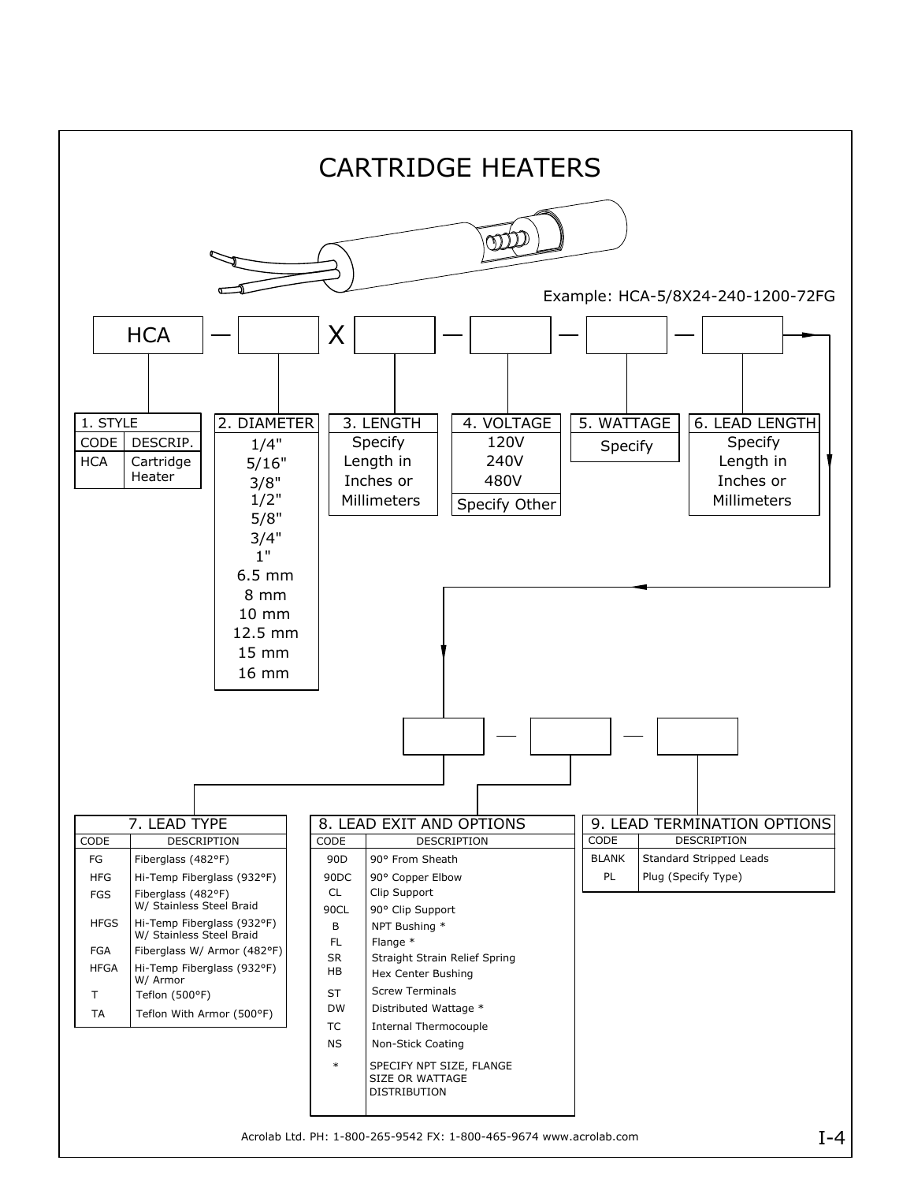# CARTRIDGE HEATERS

Example: HCA-5/8X24-240-1200-72FG

HCA — [ ] X [ ] — [ ] — [ ] — [ ] — [ ] — [ ] — [ ]

### 1. STYLE

| CODE | DESCRIP. |
|---|---|
| HCA | Cartridge Heater |

### 2. DIAMETER

1/4"
5/16"
3/8"
1/2"
5/8"
3/4"
1"
6.5 mm
8 mm
10 mm
12.5 mm
15 mm
16 mm

### 3. LENGTH

Specify Length in Inches or Millimeters

### 4. VOLTAGE

120V
240V
480V
Specify Other

### 5. WATTAGE

Specify

### 6. LEAD LENGTH

Specify Length in Inches or Millimeters

### 7. LEAD TYPE

| CODE | DESCRIPTION |
|---|---|
| FG | Fiberglass (482°F) |
| HFG | Hi-Temp Fiberglass (932°F) |
| FGS | Fiberglass (482°F) W/ Stainless Steel Braid |
| HFGS | Hi-Temp Fiberglass (932°F) W/ Stainless Steel Braid |
| FGA | Fiberglass W/ Armor (482°F) |
| HFGA | Hi-Temp Fiberglass (932°F) W/ Armor |
| T | Teflon (500°F) |
| TA | Teflon With Armor (500°F) |

### 8. LEAD EXIT AND OPTIONS

| CODE | DESCRIPTION |
|---|---|
| 90D | 90° From Sheath |
| 90DC | 90° Copper Elbow |
| CL | Clip Support |
| 90CL | 90° Clip Support |
| B | NPT Bushing * |
| FL | Flange * |
| SR | Straight Strain Relief Spring |
| HB | Hex Center Bushing |
| ST | Screw Terminals |
| DW | Distributed Wattage * |
| TC | Internal Thermocouple |
| NS | Non-Stick Coating |
| * | SPECIFY NPT SIZE, FLANGE SIZE OR WATTAGE DISTRIBUTION |

### 9. LEAD TERMINATION OPTIONS

| CODE | DESCRIPTION |
|---|---|
| BLANK | Standard Stripped Leads |
| PL | Plug (Specify Type) |

Acrolab Ltd. PH: 1-800-265-9542 FX: 1-800-465-9674 www.acrolab.com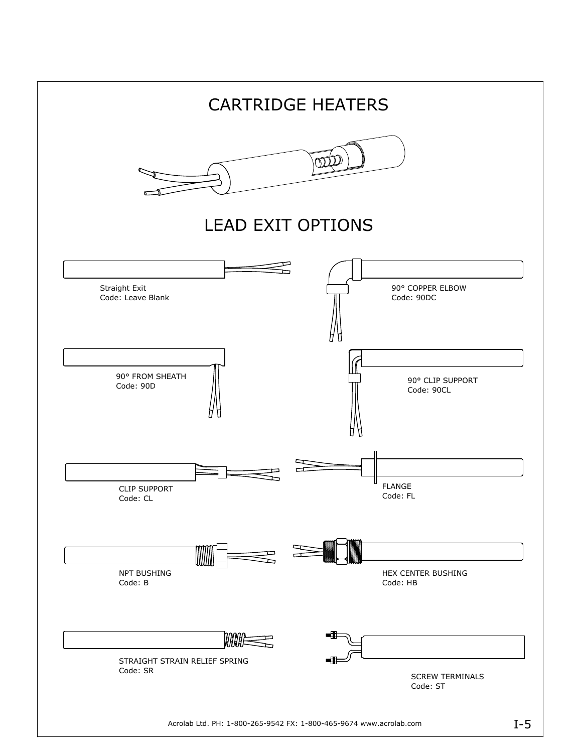# CARTRIDGE HEATERS

# LEAD EXIT OPTIONS

Straight Exit
Code: Leave Blank

90° COPPER ELBOW
Code: 90DC

90° FROM SHEATH
Code: 90D

90° CLIP SUPPORT
Code: 90CL

CLIP SUPPORT
Code: CL

FLANGE
Code: FL

NPT BUSHING
Code: B

HEX CENTER BUSHING
Code: HB

STRAIGHT STRAIN RELIEF SPRING
Code: SR

SCREW TERMINALS
Code: ST

Acrolab Ltd. PH: 1-800-265-9542 FX: 1-800-465-9674 www.acrolab.com